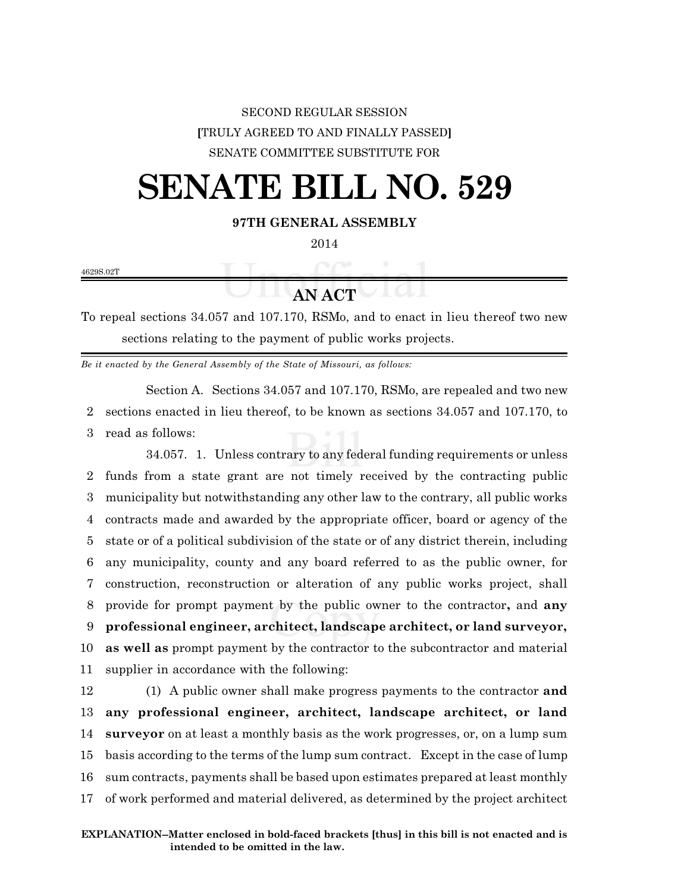SECOND REGULAR SESSION

[TRULY AGREED TO AND FINALLY PASSED]

SENATE COMMITTEE SUBSTITUTE FOR

# SENATE BILL NO. 529

**97TH GENERAL ASSEMBLY**

2014

4629S.02T

## AN ACT

To repeal sections 34.057 and 107.170, RSMo, and to enact in lieu thereof two new sections relating to the payment of public works projects.

*Be it enacted by the General Assembly of the State of Missouri, as follows:*

Section A. Sections 34.057 and 107.170, RSMo, are repealed and two new sections enacted in lieu thereof, to be known as sections 34.057 and 107.170, to read as follows:

34.057. 1. Unless contrary to any federal funding requirements or unless funds from a state grant are not timely received by the contracting public municipality but notwithstanding any other law to the contrary, all public works contracts made and awarded by the appropriate officer, board or agency of the state or of a political subdivision of the state or of any district therein, including any municipality, county and any board referred to as the public owner, for construction, reconstruction or alteration of any public works project, shall provide for prompt payment by the public owner to the contractor**,** and **any professional engineer, architect, landscape architect, or land surveyor, as well as** prompt payment by the contractor to the subcontractor and material supplier in accordance with the following:

(1) A public owner shall make progress payments to the contractor **and any professional engineer, architect, landscape architect, or land surveyor** on at least a monthly basis as the work progresses, or, on a lump sum basis according to the terms of the lump sum contract. Except in the case of lump sum contracts, payments shall be based upon estimates prepared at least monthly of work performed and material delivered, as determined by the project architect

**EXPLANATION–Matter enclosed in bold-faced brackets [thus] in this bill is not enacted and is intended to be omitted in the law.**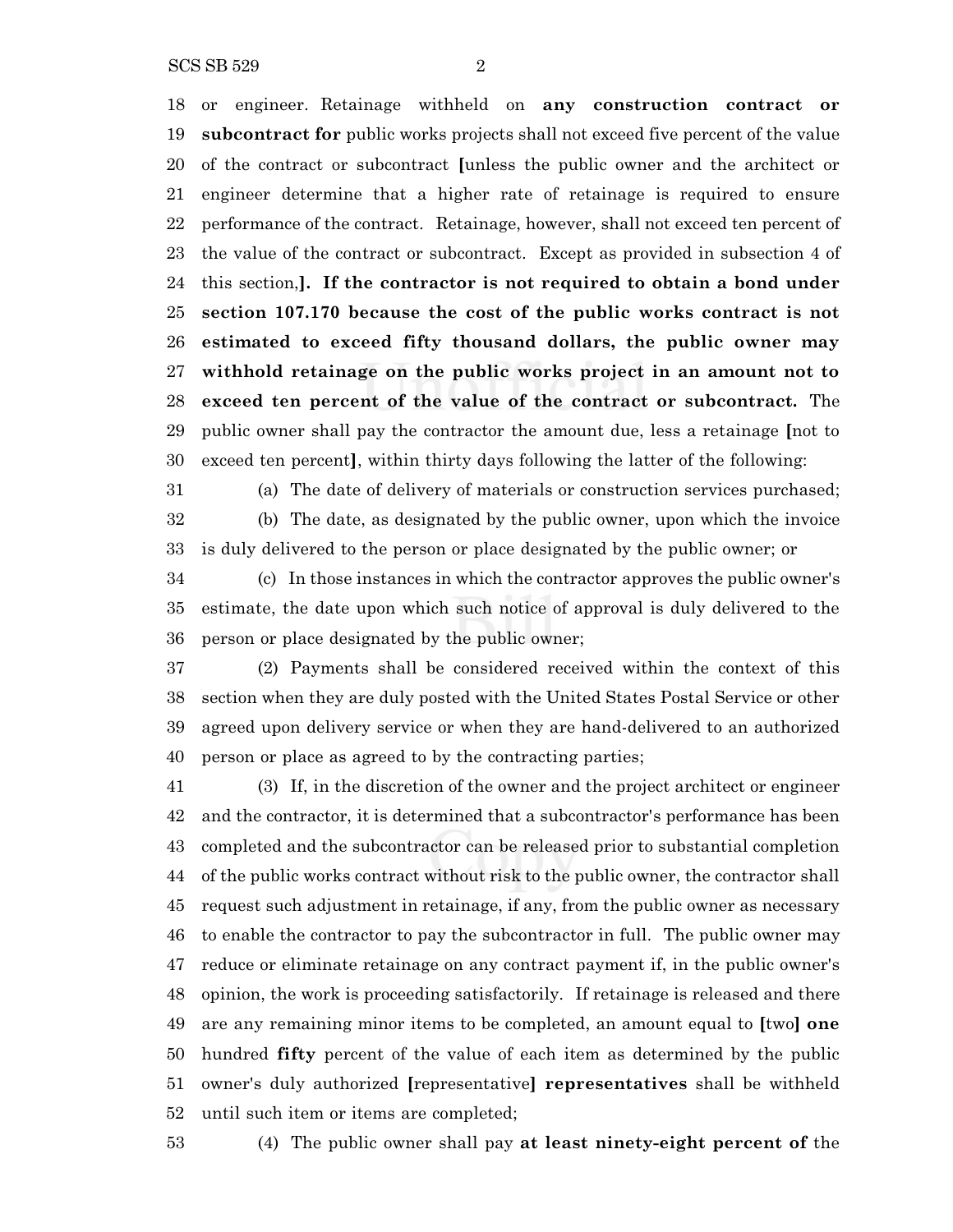or engineer. Retainage withheld on **any construction contract or subcontract for** public works projects shall not exceed five percent of the value of the contract or subcontract [unless the public owner and the architect or engineer determine that a higher rate of retainage is required to ensure performance of the contract. Retainage, however, shall not exceed ten percent of the value of the contract or subcontract. Except as provided in subsection 4 of this section,]**. If the contractor is not required to obtain a bond under section 107.170 because the cost of the public works contract is not estimated to exceed fifty thousand dollars, the public owner may withhold retainage on the public works project in an amount not to exceed ten percent of the value of the contract or subcontract.** The public owner shall pay the contractor the amount due, less a retainage [not to exceed ten percent], within thirty days following the latter of the following:

(a) The date of delivery of materials or construction services purchased;

(b) The date, as designated by the public owner, upon which the invoice is duly delivered to the person or place designated by the public owner; or

(c) In those instances in which the contractor approves the public owner's estimate, the date upon which such notice of approval is duly delivered to the person or place designated by the public owner;

(2) Payments shall be considered received within the context of this section when they are duly posted with the United States Postal Service or other agreed upon delivery service or when they are hand-delivered to an authorized person or place as agreed to by the contracting parties;

(3) If, in the discretion of the owner and the project architect or engineer and the contractor, it is determined that a subcontractor's performance has been completed and the subcontractor can be released prior to substantial completion of the public works contract without risk to the public owner, the contractor shall request such adjustment in retainage, if any, from the public owner as necessary to enable the contractor to pay the subcontractor in full. The public owner may reduce or eliminate retainage on any contract payment if, in the public owner's opinion, the work is proceeding satisfactorily. If retainage is released and there are any remaining minor items to be completed, an amount equal to [two] **one** hundred **fifty** percent of the value of each item as determined by the public owner's duly authorized [representative] **representatives** shall be withheld until such item or items are completed;

(4) The public owner shall pay **at least ninety-eight percent of** the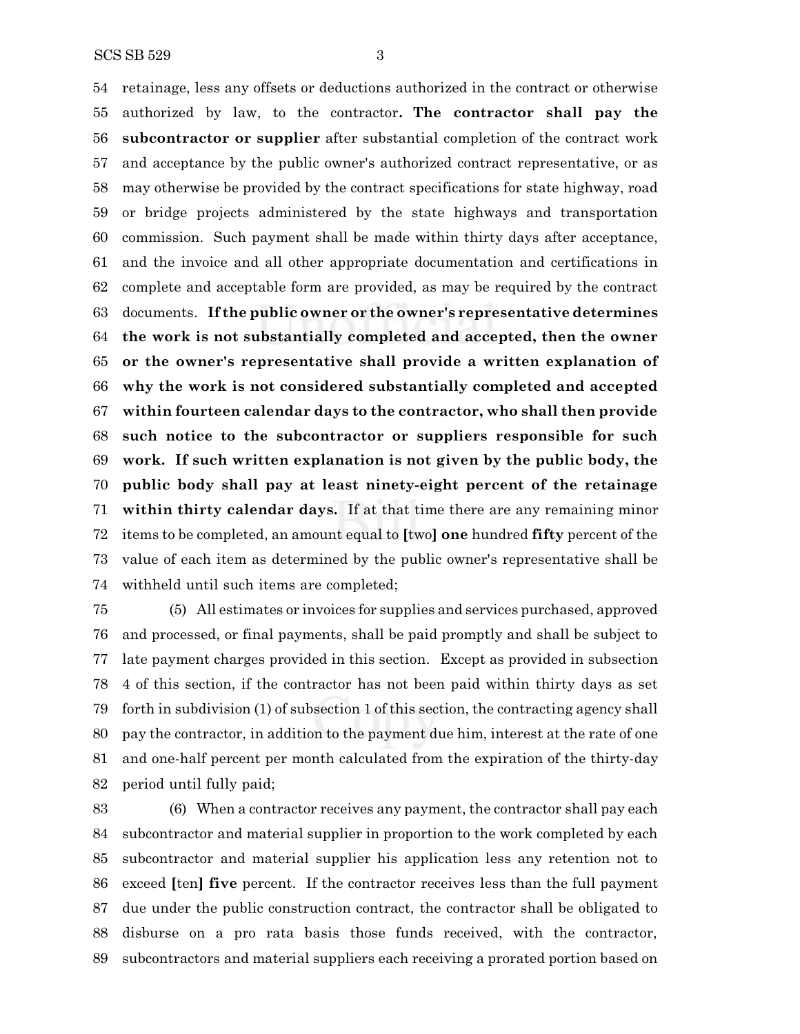retainage, less any offsets or deductions authorized in the contract or otherwise authorized by law, to the contractor**. The contractor shall pay the subcontractor or supplier** after substantial completion of the contract work and acceptance by the public owner's authorized contract representative, or as may otherwise be provided by the contract specifications for state highway, road or bridge projects administered by the state highways and transportation commission. Such payment shall be made within thirty days after acceptance, and the invoice and all other appropriate documentation and certifications in complete and acceptable form are provided, as may be required by the contract documents. **If the public owner or the owner's representative determines the work is not substantially completed and accepted, then the owner or the owner's representative shall provide a written explanation of why the work is not considered substantially completed and accepted within fourteen calendar days to the contractor, who shall then provide such notice to the subcontractor or suppliers responsible for such work. If such written explanation is not given by the public body, the public body shall pay at least ninety-eight percent of the retainage within thirty calendar days.** If at that time there are any remaining minor items to be completed, an amount equal to [two] **one** hundred **fifty** percent of the value of each item as determined by the public owner's representative shall be withheld until such items are completed;

(5) All estimates or invoices for supplies and services purchased, approved and processed, or final payments, shall be paid promptly and shall be subject to late payment charges provided in this section. Except as provided in subsection 4 of this section, if the contractor has not been paid within thirty days as set forth in subdivision (1) of subsection 1 of this section, the contracting agency shall pay the contractor, in addition to the payment due him, interest at the rate of one and one-half percent per month calculated from the expiration of the thirty-day period until fully paid;

(6) When a contractor receives any payment, the contractor shall pay each subcontractor and material supplier in proportion to the work completed by each subcontractor and material supplier his application less any retention not to exceed [ten] **five** percent. If the contractor receives less than the full payment due under the public construction contract, the contractor shall be obligated to disburse on a pro rata basis those funds received, with the contractor, subcontractors and material suppliers each receiving a prorated portion based on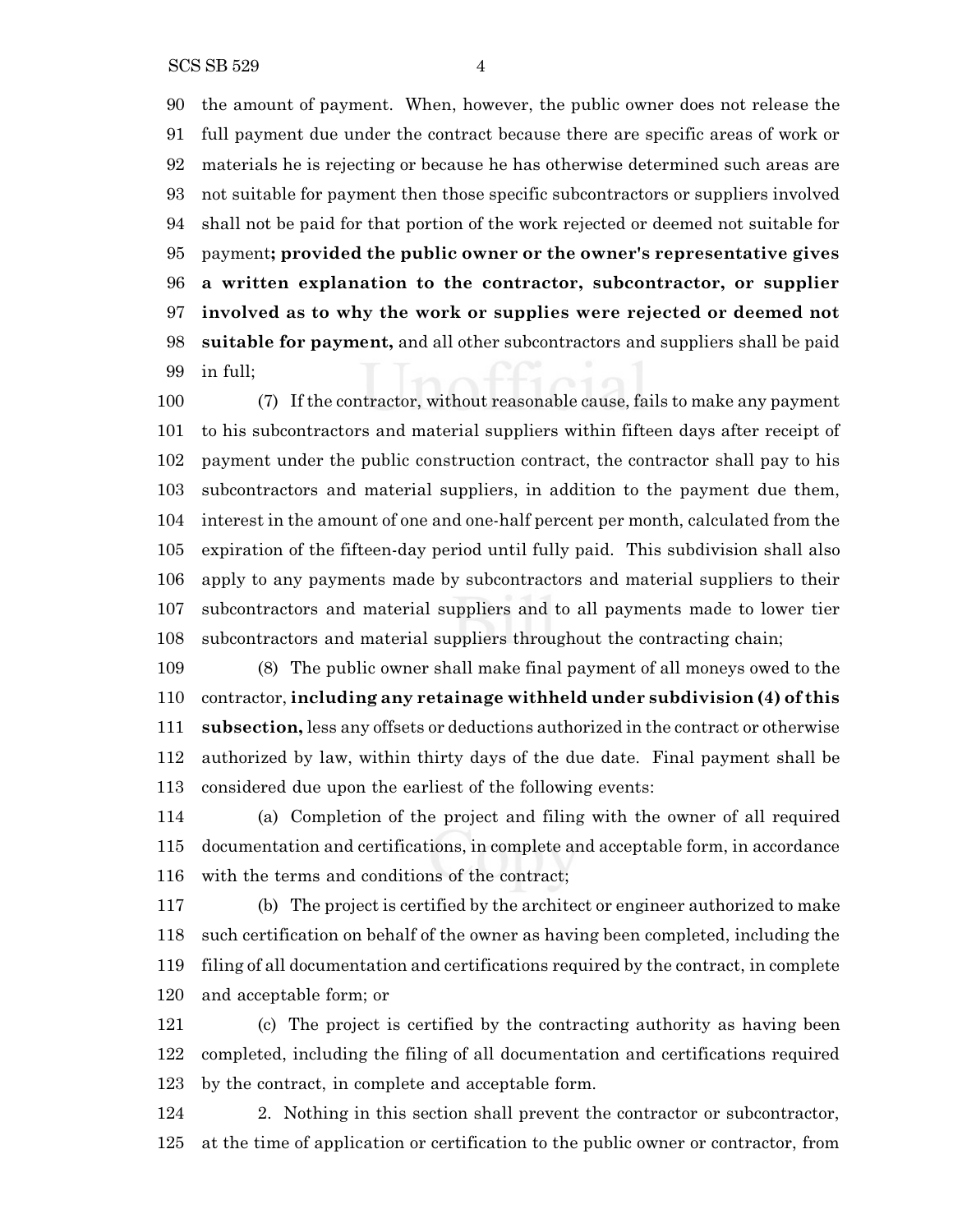the amount of payment. When, however, the public owner does not release the full payment due under the contract because there are specific areas of work or materials he is rejecting or because he has otherwise determined such areas are not suitable for payment then those specific subcontractors or suppliers involved shall not be paid for that portion of the work rejected or deemed not suitable for payment**; provided the public owner or the owner's representative gives a written explanation to the contractor, subcontractor, or supplier involved as to why the work or supplies were rejected or deemed not suitable for payment,** and all other subcontractors and suppliers shall be paid in full;

(7) If the contractor, without reasonable cause, fails to make any payment to his subcontractors and material suppliers within fifteen days after receipt of payment under the public construction contract, the contractor shall pay to his subcontractors and material suppliers, in addition to the payment due them, interest in the amount of one and one-half percent per month, calculated from the expiration of the fifteen-day period until fully paid. This subdivision shall also apply to any payments made by subcontractors and material suppliers to their subcontractors and material suppliers and to all payments made to lower tier subcontractors and material suppliers throughout the contracting chain;

(8) The public owner shall make final payment of all moneys owed to the contractor, **including any retainage withheld under subdivision (4) of this subsection,** less any offsets or deductions authorized in the contract or otherwise authorized by law, within thirty days of the due date. Final payment shall be considered due upon the earliest of the following events:

(a) Completion of the project and filing with the owner of all required documentation and certifications, in complete and acceptable form, in accordance with the terms and conditions of the contract;

(b) The project is certified by the architect or engineer authorized to make such certification on behalf of the owner as having been completed, including the filing of all documentation and certifications required by the contract, in complete and acceptable form; or

(c) The project is certified by the contracting authority as having been completed, including the filing of all documentation and certifications required by the contract, in complete and acceptable form.

2. Nothing in this section shall prevent the contractor or subcontractor, at the time of application or certification to the public owner or contractor, from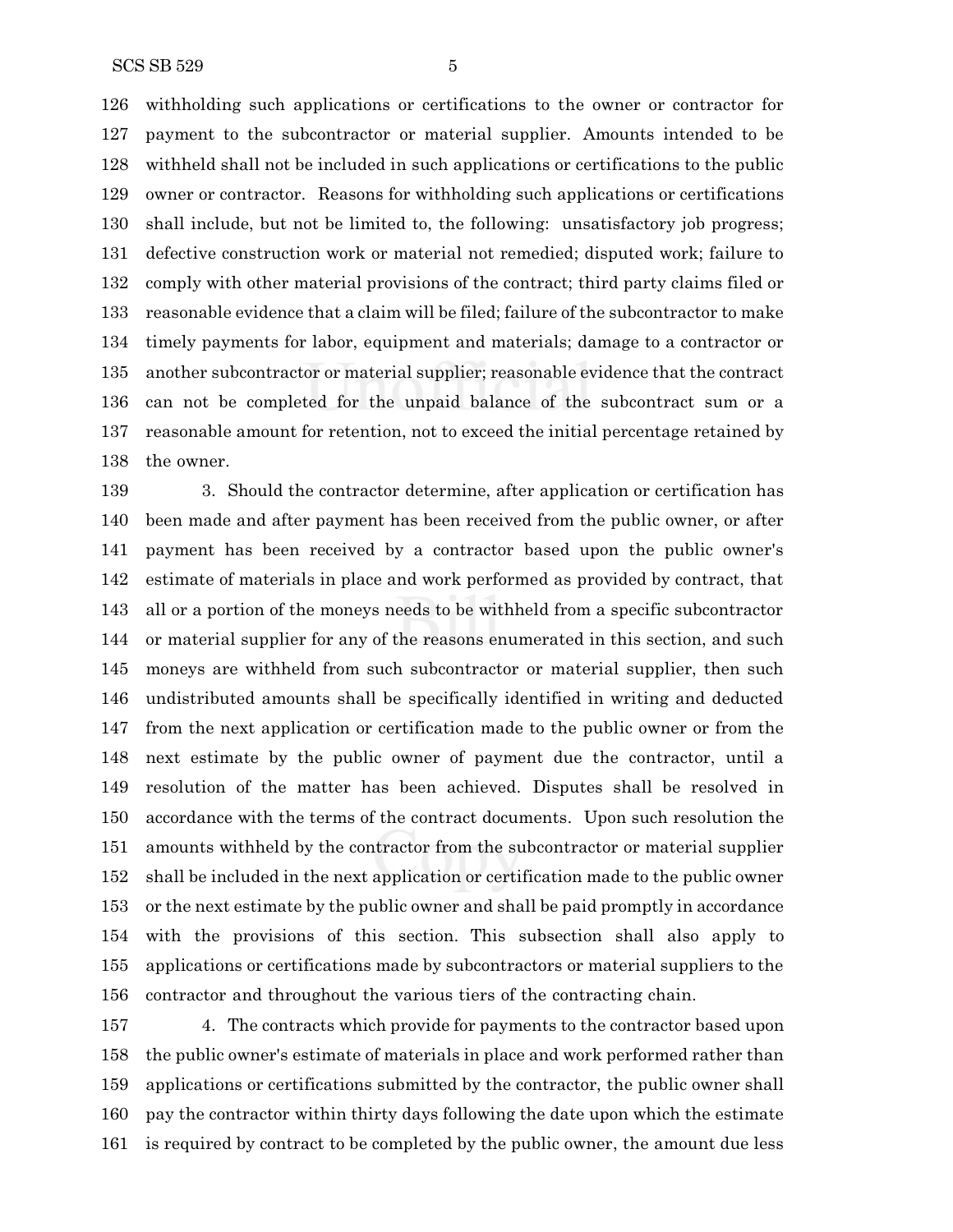withholding such applications or certifications to the owner or contractor for payment to the subcontractor or material supplier. Amounts intended to be withheld shall not be included in such applications or certifications to the public owner or contractor. Reasons for withholding such applications or certifications shall include, but not be limited to, the following: unsatisfactory job progress; defective construction work or material not remedied; disputed work; failure to comply with other material provisions of the contract; third party claims filed or reasonable evidence that a claim will be filed; failure of the subcontractor to make timely payments for labor, equipment and materials; damage to a contractor or another subcontractor or material supplier; reasonable evidence that the contract can not be completed for the unpaid balance of the subcontract sum or a reasonable amount for retention, not to exceed the initial percentage retained by the owner.

3. Should the contractor determine, after application or certification has been made and after payment has been received from the public owner, or after payment has been received by a contractor based upon the public owner's estimate of materials in place and work performed as provided by contract, that all or a portion of the moneys needs to be withheld from a specific subcontractor or material supplier for any of the reasons enumerated in this section, and such moneys are withheld from such subcontractor or material supplier, then such undistributed amounts shall be specifically identified in writing and deducted from the next application or certification made to the public owner or from the next estimate by the public owner of payment due the contractor, until a resolution of the matter has been achieved. Disputes shall be resolved in accordance with the terms of the contract documents. Upon such resolution the amounts withheld by the contractor from the subcontractor or material supplier shall be included in the next application or certification made to the public owner or the next estimate by the public owner and shall be paid promptly in accordance with the provisions of this section. This subsection shall also apply to applications or certifications made by subcontractors or material suppliers to the contractor and throughout the various tiers of the contracting chain.

4. The contracts which provide for payments to the contractor based upon the public owner's estimate of materials in place and work performed rather than applications or certifications submitted by the contractor, the public owner shall pay the contractor within thirty days following the date upon which the estimate is required by contract to be completed by the public owner, the amount due less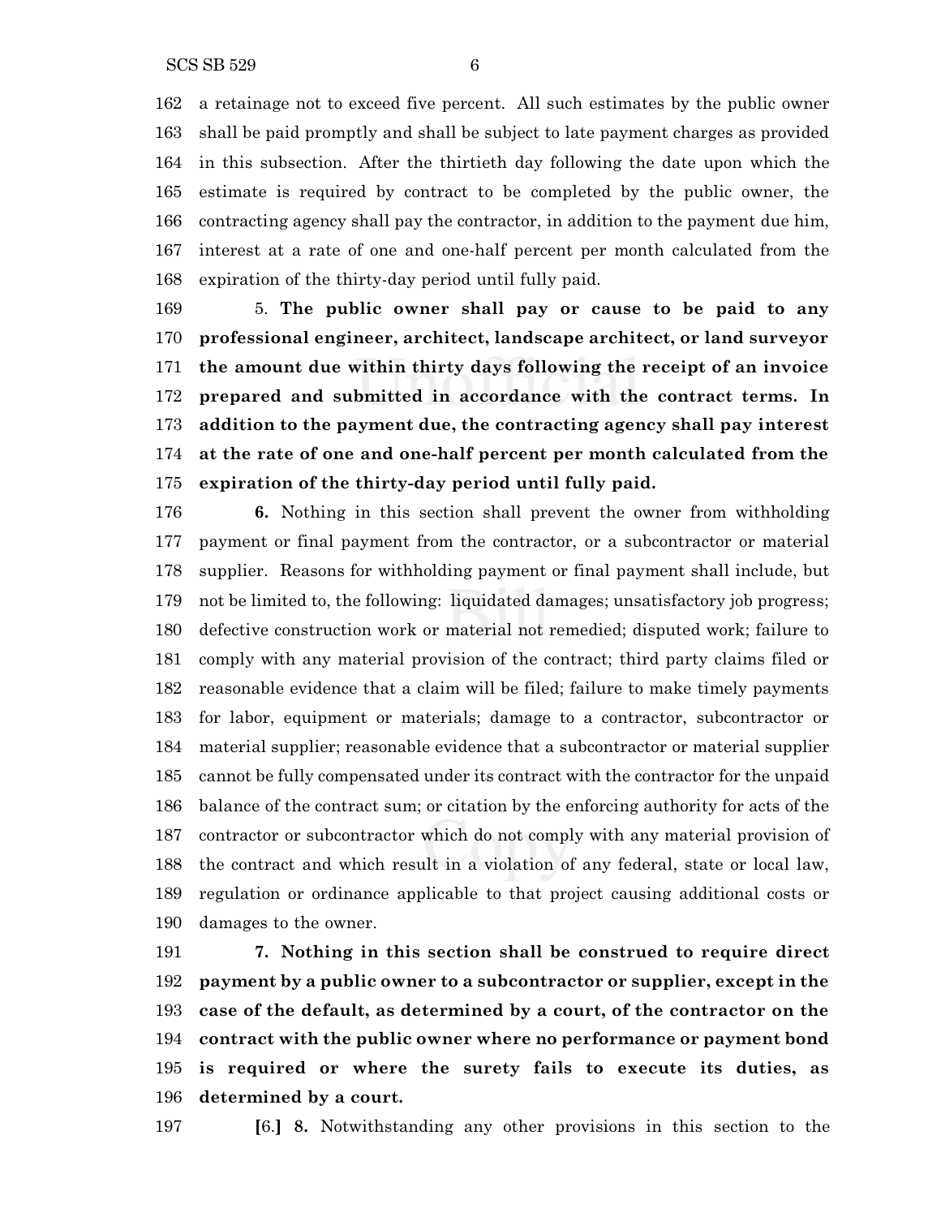a retainage not to exceed five percent. All such estimates by the public owner shall be paid promptly and shall be subject to late payment charges as provided in this subsection. After the thirtieth day following the date upon which the estimate is required by contract to be completed by the public owner, the contracting agency shall pay the contractor, in addition to the payment due him, interest at a rate of one and one-half percent per month calculated from the expiration of the thirty-day period until fully paid.

5. **The public owner shall pay or cause to be paid to any professional engineer, architect, landscape architect, or land surveyor the amount due within thirty days following the receipt of an invoice prepared and submitted in accordance with the contract terms. In addition to the payment due, the contracting agency shall pay interest at the rate of one and one-half percent per month calculated from the expiration of the thirty-day period until fully paid.**

**6.** Nothing in this section shall prevent the owner from withholding payment or final payment from the contractor, or a subcontractor or material supplier. Reasons for withholding payment or final payment shall include, but not be limited to, the following: liquidated damages; unsatisfactory job progress; defective construction work or material not remedied; disputed work; failure to comply with any material provision of the contract; third party claims filed or reasonable evidence that a claim will be filed; failure to make timely payments for labor, equipment or materials; damage to a contractor, subcontractor or material supplier; reasonable evidence that a subcontractor or material supplier cannot be fully compensated under its contract with the contractor for the unpaid balance of the contract sum; or citation by the enforcing authority for acts of the contractor or subcontractor which do not comply with any material provision of the contract and which result in a violation of any federal, state or local law, regulation or ordinance applicable to that project causing additional costs or damages to the owner.

**7. Nothing in this section shall be construed to require direct payment by a public owner to a subcontractor or supplier, except in the case of the default, as determined by a court, of the contractor on the contract with the public owner where no performance or payment bond is required or where the surety fails to execute its duties, as determined by a court.**

**[**6.**]** **8.** Notwithstanding any other provisions in this section to the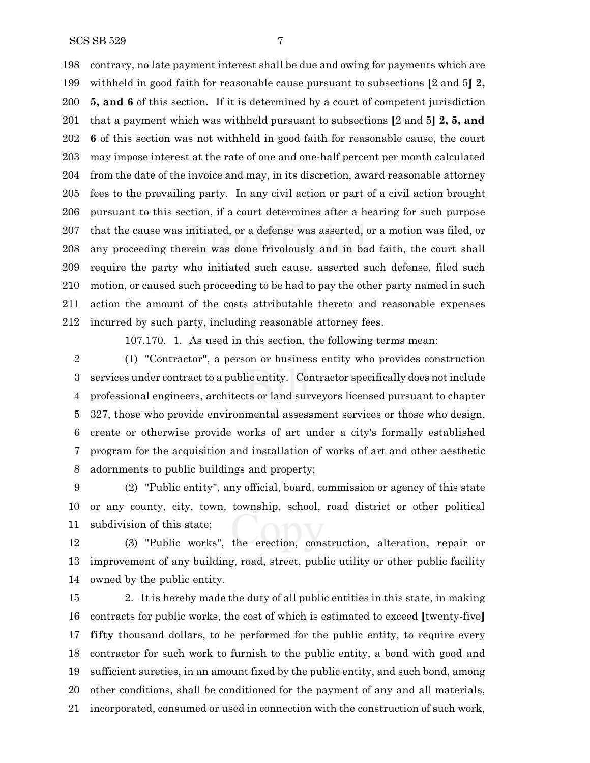contrary, no late payment interest shall be due and owing for payments which are withheld in good faith for reasonable cause pursuant to subsections [2 and 5] **2, 5, and 6** of this section. If it is determined by a court of competent jurisdiction that a payment which was withheld pursuant to subsections [2 and 5] **2, 5, and 6** of this section was not withheld in good faith for reasonable cause, the court may impose interest at the rate of one and one-half percent per month calculated from the date of the invoice and may, in its discretion, award reasonable attorney fees to the prevailing party. In any civil action or part of a civil action brought pursuant to this section, if a court determines after a hearing for such purpose that the cause was initiated, or a defense was asserted, or a motion was filed, or any proceeding therein was done frivolously and in bad faith, the court shall require the party who initiated such cause, asserted such defense, filed such motion, or caused such proceeding to be had to pay the other party named in such action the amount of the costs attributable thereto and reasonable expenses incurred by such party, including reasonable attorney fees.

107.170. 1. As used in this section, the following terms mean:

(1) "Contractor", a person or business entity who provides construction services under contract to a public entity. Contractor specifically does not include professional engineers, architects or land surveyors licensed pursuant to chapter 327, those who provide environmental assessment services or those who design, create or otherwise provide works of art under a city's formally established program for the acquisition and installation of works of art and other aesthetic adornments to public buildings and property;

(2) "Public entity", any official, board, commission or agency of this state or any county, city, town, township, school, road district or other political subdivision of this state;

(3) "Public works", the erection, construction, alteration, repair or improvement of any building, road, street, public utility or other public facility owned by the public entity.

2. It is hereby made the duty of all public entities in this state, in making contracts for public works, the cost of which is estimated to exceed [twenty-five] **fifty** thousand dollars, to be performed for the public entity, to require every contractor for such work to furnish to the public entity, a bond with good and sufficient sureties, in an amount fixed by the public entity, and such bond, among other conditions, shall be conditioned for the payment of any and all materials, incorporated, consumed or used in connection with the construction of such work,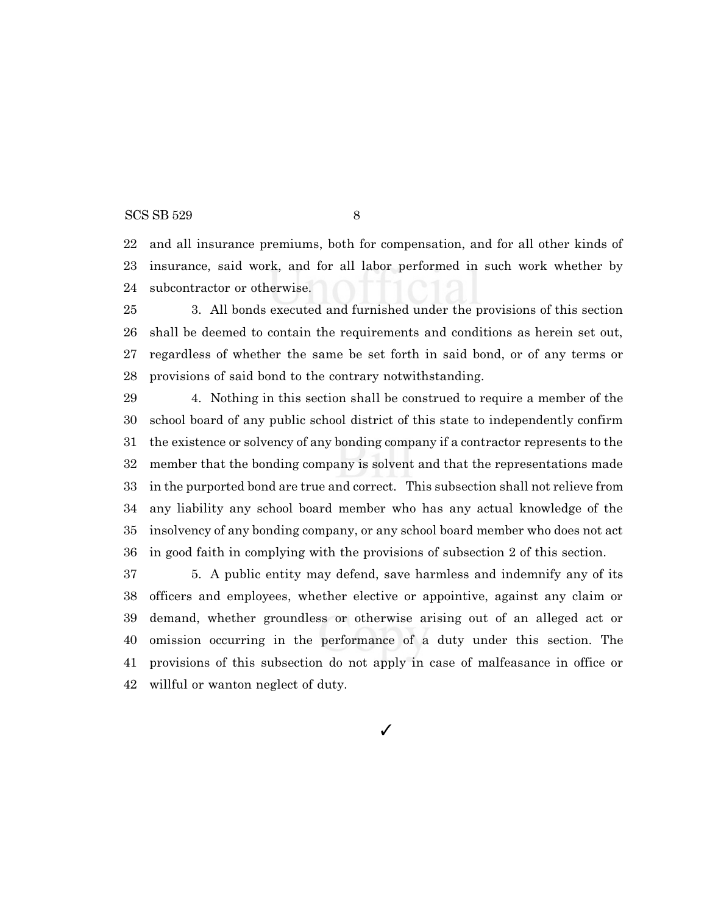and all insurance premiums, both for compensation, and for all other kinds of insurance, said work, and for all labor performed in such work whether by subcontractor or otherwise.

3. All bonds executed and furnished under the provisions of this section shall be deemed to contain the requirements and conditions as herein set out, regardless of whether the same be set forth in said bond, or of any terms or provisions of said bond to the contrary notwithstanding.

4. Nothing in this section shall be construed to require a member of the school board of any public school district of this state to independently confirm the existence or solvency of any bonding company if a contractor represents to the member that the bonding company is solvent and that the representations made in the purported bond are true and correct. This subsection shall not relieve from any liability any school board member who has any actual knowledge of the insolvency of any bonding company, or any school board member who does not act in good faith in complying with the provisions of subsection 2 of this section.

5. A public entity may defend, save harmless and indemnify any of its officers and employees, whether elective or appointive, against any claim or demand, whether groundless or otherwise arising out of an alleged act or omission occurring in the performance of a duty under this section. The provisions of this subsection do not apply in case of malfeasance in office or willful or wanton neglect of duty.

✓